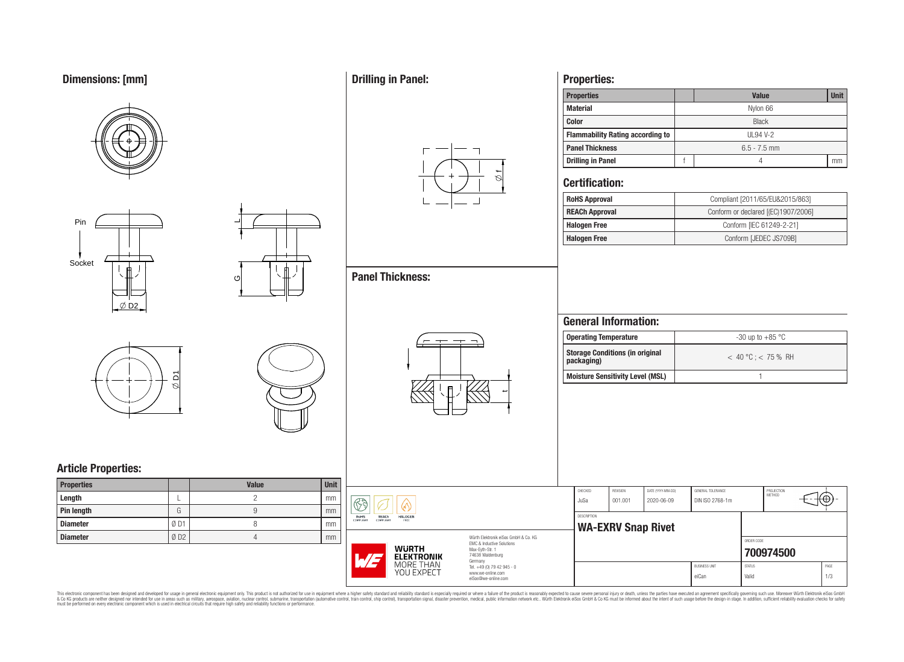## Dimensions: [mm]

Pin

Socket

Ø D2

L

G

Ø D1

## Article Properties:

| Properties | | Value | Unit |
|---|---|---|---|
| Length | L | 2 | mm |
| Pin length | G | 9 | mm |
| Diameter | Ø D1 | 8 | mm |
| Diameter | Ø D2 | 4 | mm |

## Drilling in Panel:

Ø f

## Panel Thickness:

t

## Properties:

| Properties | | Value | Unit |
|---|---|---|---|
| Material | | Nylon 66 | |
| Color | | Black | |
| Flammability Rating according to | | UL94 V-2 | |
| Panel Thickness | | 6.5 - 7.5 mm | |
| Drilling in Panel | f | 4 | mm |

## Certification:

| | |
|---|---|
| RoHS Approval | Compliant [2011/65/EU&2015/863] |
| REACh Approval | Conform or declared [(EC)1907/2006] |
| Halogen Free | Conform [IEC 61249-2-21] |
| Halogen Free | Conform [JEDEC JS709B] |

## General Information:

| | |
|---|---|
| Operating Temperature | -30 up to +85 °C |
| Storage Conditions (in original packaging) | < 40 °C ; < 75 % RH |
| Moisture Sensitivity Level (MSL) | 1 |

RoHS COMPLIANT | REACh COMPLIANT | HALOGEN FREE

WÜRTH ELEKTRONIK MORE THAN YOU EXPECT

Würth Elektronik eiSos GmbH & Co. KG
EMC & Inductive Solutions
Max-Eyth-Str. 1
74638 Waldenburg
Germany
Tel. +49 (0) 79 42 945 - 0
www.we-online.com
eiSos@we-online.com

| CHECKED | REVISION | DATE (YYYY-MM-DD) | GENERAL TOLERANCE | PROJECTION METHOD |
|---|---|---|---|---|
| JuSa | 001.001 | 2020-06-09 | DIN ISO 2768-1m | |

DESCRIPTION
**WA-EXRV Snap Rivet**

ORDER CODE
**700974500**

| BUSINESS UNIT | STATUS | PAGE |
|---|---|---|
| eiCan | Valid | 1/3 |

This electronic component has been designed and developed for usage in general electronic equipment only. This product is not authorized for use in equipment where a higher safety standard and reliability standard is especially required or where a failure of the product is reasonably expected to cause severe personal injury or death, unless the parties have executed an agreement specifically governing such use. Moreover Würth Elektronik eiSos GmbH & Co KG products are neither designed nor intended for use in areas such as military, aerospace, aviation, nuclear control, submarine, transportation (automotive control, train control, ship control), transportation signal, disaster prevention, medical, public information network etc.. Würth Elektronik eiSos GmbH & Co KG must be informed about the intent of such usage before the design-in stage. In addition, sufficient reliability evaluation checks for safety must be performed on every electronic component which is used in electrical circuits that require high safety and reliability functions or performance.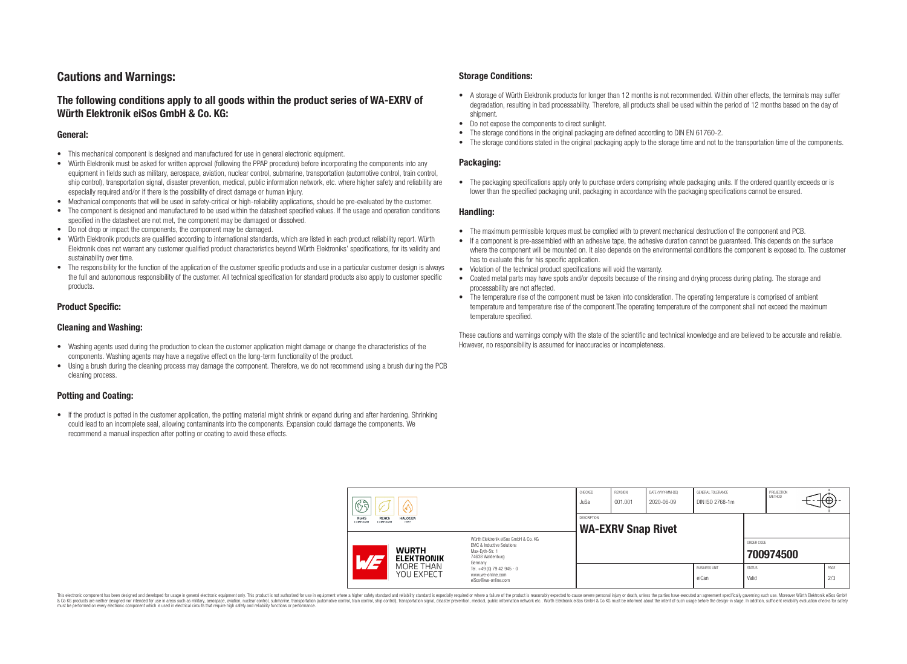# Cautions and Warnings:

## The following conditions apply to all goods within the product series of WA-EXRV of Würth Elektronik eiSos GmbH & Co. KG:

### General:

- This mechanical component is designed and manufactured for use in general electronic equipment.
- Würth Elektronik must be asked for written approval (following the PPAP procedure) before incorporating the components into any equipment in fields such as military, aerospace, aviation, nuclear control, submarine, transportation (automotive control, train control, ship control), transportation signal, disaster prevention, medical, public information network, etc. where higher safety and reliability are especially required and/or if there is the possibility of direct damage or human injury.
- Mechanical components that will be used in safety-critical or high-reliability applications, should be pre-evaluated by the customer.
- The component is designed and manufactured to be used within the datasheet specified values. If the usage and operation conditions specified in the datasheet are not met, the component may be damaged or dissolved.
- Do not drop or impact the components, the component may be damaged.
- Würth Elektronik products are qualified according to international standards, which are listed in each product reliability report. Würth Elektronik does not warrant any customer qualified product characteristics beyond Würth Elektroniks' specifications, for its validity and sustainability over time.
- The responsibility for the function of the application of the customer specific products and use in a particular customer design is always the full and autonomous responsibility of the customer. All technical specification for standard products also apply to customer specific products.

### Product Specific:

### Cleaning and Washing:

- Washing agents used during the production to clean the customer application might damage or change the characteristics of the components. Washing agents may have a negative effect on the long-term functionality of the product.
- Using a brush during the cleaning process may damage the component. Therefore, we do not recommend using a brush during the PCB cleaning process.

### Potting and Coating:

- If the product is potted in the customer application, the potting material might shrink or expand during and after hardening. Shrinking could lead to an incomplete seal, allowing contaminants into the components. Expansion could damage the components. We recommend a manual inspection after potting or coating to avoid these effects.

### Storage Conditions:

- A storage of Würth Elektronik products for longer than 12 months is not recommended. Within other effects, the terminals may suffer degradation, resulting in bad processability. Therefore, all products shall be used within the period of 12 months based on the day of shipment.
- Do not expose the components to direct sunlight.
- The storage conditions in the original packaging are defined according to DIN EN 61760-2.
- The storage conditions stated in the original packaging apply to the storage time and not to the transportation time of the components.

### Packaging:

- The packaging specifications apply only to purchase orders comprising whole packaging units. If the ordered quantity exceeds or is lower than the specified packaging unit, packaging in accordance with the packaging specifications cannot be ensured.

### Handling:

- The maximum permissible torques must be complied with to prevent mechanical destruction of the component and PCB.
- If a component is pre-assembled with an adhesive tape, the adhesive duration cannot be guaranteed. This depends on the surface where the component will be mounted on. It also depends on the environmental conditions the component is exposed to. The customer has to evaluate this for his specific application.
- Violation of the technical product specifications will void the warranty.
- Coated metal parts may have spots and/or deposits because of the rinsing and drying process during plating. The storage and processability are not affected.
- The temperature rise of the component must be taken into consideration. The operating temperature is comprised of ambient temperature and temperature rise of the component.The operating temperature of the component shall not exceed the maximum temperature specified.

These cautions and warnings comply with the state of the scientific and technical knowledge and are believed to be accurate and reliable. However, no responsibility is assumed for inaccuracies or incompleteness.

| CHECKED | REVISION | DATE (YYYY-MM-DD) | GENERAL TOLERANCE | PROJECTION METHOD |
|---|---|---|---|---|
| JuSa | 001.001 | 2020-06-09 | DIN ISO 2768-1m | |

| DESCRIPTION | ORDER CODE | BUSINESS UNIT | STATUS |
|---|---|---|---|
| WA-EXRV Snap Rivet | 700974500 | eiCan | Valid |

Würth Elektronik eiSos GmbH & Co. KG
EMC & Inductive Solutions
Max-Eyth-Str. 1
74638 Waldenburg
Germany
Tel. +49 (0) 79 42 945 - 0
www.we-online.com
eiSos@we-online.com

This electronic component has been designed and developed for usage in general electronic equipment only. This product is not authorized for use in equipment where a higher safety standard and reliability standard is especially required or where a failure of the product is reasonably expected to cause severe personal injury or death, unless the parties have executed an agreement specifically governing such use. Moreover Würth Elektronik eiSos GmbH & Co KG products are neither designed nor intended for use in areas such as military, aerospace, aviation, nuclear control, submarine, transportation (automotive control, train control, ship control), transportation signal, disaster prevention, medical, public information network etc.. Würth Elektronik eiSos GmbH & Co KG must be informed about the intent of such usage before the design-in stage. In addition, sufficient reliability evaluation checks for safety must be performed on every electronic component which is used in electrical circuits that require high safety and reliability functions or performance.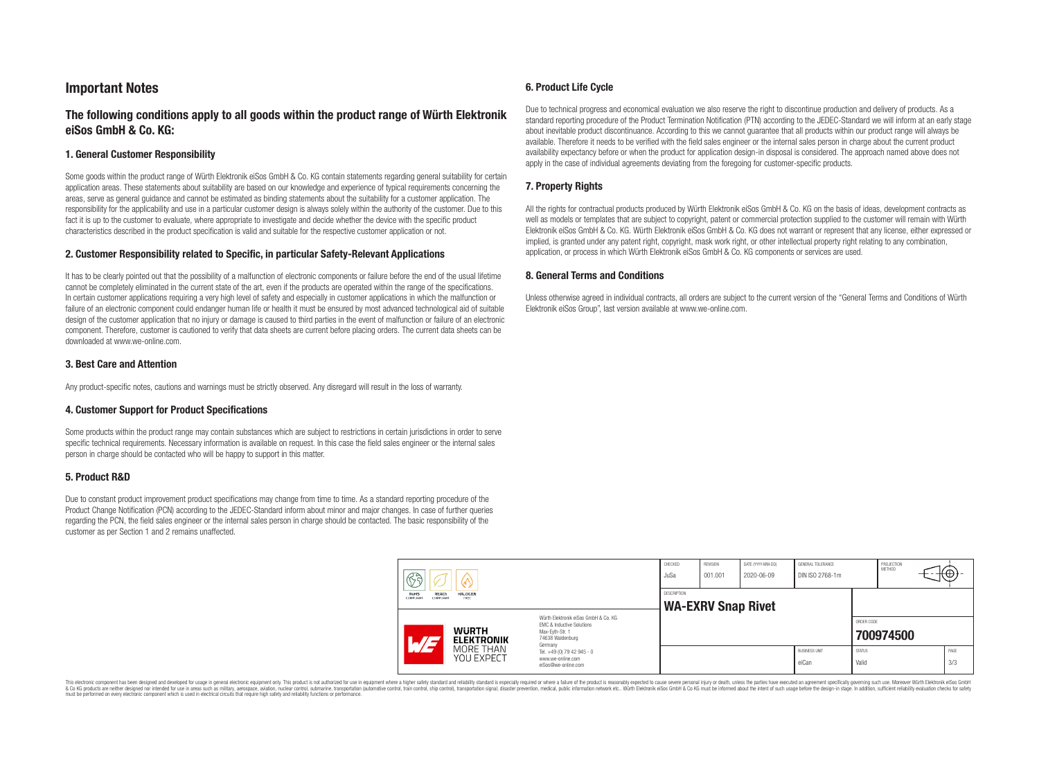# Important Notes

## The following conditions apply to all goods within the product range of Würth Elektronik eiSos GmbH & Co. KG:

### 1. General Customer Responsibility

Some goods within the product range of Würth Elektronik eiSos GmbH & Co. KG contain statements regarding general suitability for certain application areas. These statements about suitability are based on our knowledge and experience of typical requirements concerning the areas, serve as general guidance and cannot be estimated as binding statements about the suitability for a customer application. The responsibility for the applicability and use in a particular customer design is always solely within the authority of the customer. Due to this fact it is up to the customer to evaluate, where appropriate to investigate and decide whether the device with the specific product characteristics described in the product specification is valid and suitable for the respective customer application or not.

### 2. Customer Responsibility related to Specific, in particular Safety-Relevant Applications

It has to be clearly pointed out that the possibility of a malfunction of electronic components or failure before the end of the usual lifetime cannot be completely eliminated in the current state of the art, even if the products are operated within the range of the specifications. In certain customer applications requiring a very high level of safety and especially in customer applications in which the malfunction or failure of an electronic component could endanger human life or health it must be ensured by most advanced technological aid of suitable design of the customer application that no injury or damage is caused to third parties in the event of malfunction or failure of an electronic component. Therefore, customer is cautioned to verify that data sheets are current before placing orders. The current data sheets can be downloaded at www.we-online.com.

### 3. Best Care and Attention

Any product-specific notes, cautions and warnings must be strictly observed. Any disregard will result in the loss of warranty.

### 4. Customer Support for Product Specifications

Some products within the product range may contain substances which are subject to restrictions in certain jurisdictions in order to serve specific technical requirements. Necessary information is available on request. In this case the field sales engineer or the internal sales person in charge should be contacted who will be happy to support in this matter.

### 5. Product R&D

Due to constant product improvement product specifications may change from time to time. As a standard reporting procedure of the Product Change Notification (PCN) according to the JEDEC-Standard inform about minor and major changes. In case of further queries regarding the PCN, the field sales engineer or the internal sales person in charge should be contacted. The basic responsibility of the customer as per Section 1 and 2 remains unaffected.

### 6. Product Life Cycle

Due to technical progress and economical evaluation we also reserve the right to discontinue production and delivery of products. As a standard reporting procedure of the Product Termination Notification (PTN) according to the JEDEC-Standard we will inform at an early stage about inevitable product discontinuance. According to this we cannot guarantee that all products within our product range will always be available. Therefore it needs to be verified with the field sales engineer or the internal sales person in charge about the current product availability expectancy before or when the product for application design-in disposal is considered. The approach named above does not apply in the case of individual agreements deviating from the foregoing for customer-specific products.

### 7. Property Rights

All the rights for contractual products produced by Würth Elektronik eiSos GmbH & Co. KG on the basis of ideas, development contracts as well as models or templates that are subject to copyright, patent or commercial protection supplied to the customer will remain with Würth Elektronik eiSos GmbH & Co. KG. Würth Elektronik eiSos GmbH & Co. KG does not warrant or represent that any license, either expressed or implied, is granted under any patent right, copyright, mask work right, or other intellectual property right relating to any combination, application, or process in which Würth Elektronik eiSos GmbH & Co. KG components or services are used.

### 8. General Terms and Conditions

Unless otherwise agreed in individual contracts, all orders are subject to the current version of the "General Terms and Conditions of Würth Elektronik eiSos Group", last version available at www.we-online.com.

| | | | | | | |
|---|---|---|---|---|---|---|
| RoHS COMPLIANT / REACh COMPLIANT / HALOGEN FREE | CHECKED: JuSa | REVISION: 001.001 | DATE (YYYY-MM-DD): 2020-06-09 | GENERAL TOLERANCE: DIN ISO 2768-1m | PROJECTION METHOD | |
| | DESCRIPTION: **WA-EXRV Snap Rivet** | | | | | |
| WÜRTH ELEKTRONIK MORE THAN YOU EXPECT — Würth Elektronik eiSos GmbH & Co. KG, EMC & Inductive Solutions, Max-Eyth-Str. 1, 74638 Waldenburg, Germany, Tel. +49 (0) 79 42 945 - 0, www.we-online.com, eiSos@we-online.com | | | | | ORDER CODE: **700974500** | |
| | | | | BUSINESS UNIT: eiCan | STATUS: Valid | PAGE: 3/3 |

This electronic component has been designed and developed for usage in general electronic equipment only. This product is not authorized for use in equipment where a higher safety standard and reliability standard is especially required or where a failure of the product is reasonably expected to cause severe personal injury or death, unless the parties have executed an agreement specifically governing such use. Moreover Würth Elektronik eiSos GmbH & Co KG products are neither designed nor intended for use in areas such as military, aerospace, aviation, nuclear control, submarine, transportation (automotive control, train control, ship control), transportation signal, disaster prevention, medical, public information network etc.. Würth Elektronik eiSos GmbH & Co KG must be informed about the intent of such usage before the design-in stage. In addition, sufficient reliability evaluation checks for safety must be performed on every electronic component which is used in electrical circuits that require high safety and reliability functions or performance.